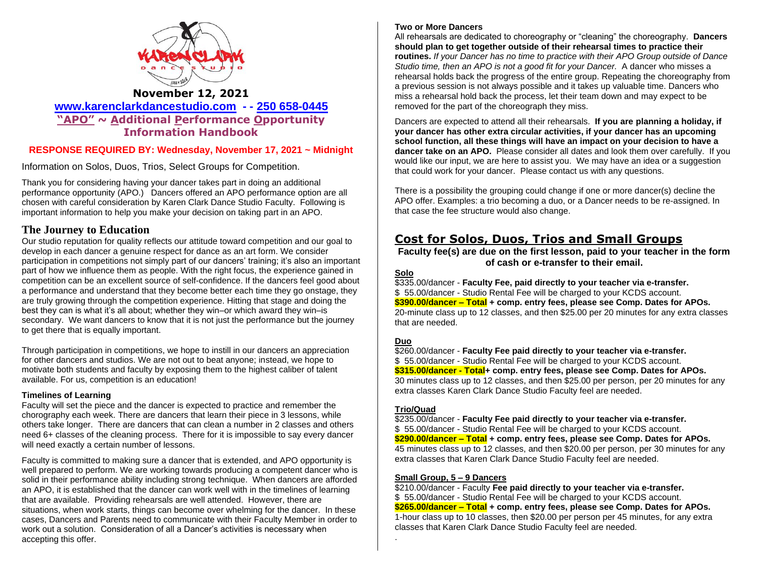**November 12, 2021**

**www.karenclarkdancestudio.com - - 250 658-0445**

**"APO" ~ Additional Performance Opportunity Information Handbook**

**RESPONSE REQUIRED BY: Wednesday, November 17, 2021 ~ Midnight**

Information on Solos, Duos, Trios, Select Groups for Competition.

Thank you for considering having your dancer takes part in doing an additional performance opportunity (APO.) Dancers offered an APO performance option are all chosen with careful consideration by Karen Clark Dance Studio Faculty. Following is important information to help you make your decision on taking part in an APO.

## The Journey to Education

Our studio reputation for quality reflects our attitude toward competition and our goal to develop in each dancer a genuine respect for dance as an art form. We consider participation in competitions not simply part of our dancers' training; it's also an important part of how we influence them as people. With the right focus, the experience gained in competition can be an excellent source of self-confidence. If the dancers feel good about a performance and understand that they become better each time they go onstage, they are truly growing through the competition experience. Hitting that stage and doing the best they can is what it's all about; whether they win–or which award they win–is secondary. We want dancers to know that it is not just the performance but the journey to get there that is equally important.

Through participation in competitions, we hope to instill in our dancers an appreciation for other dancers and studios. We are not out to beat anyone; instead, we hope to motivate both students and faculty by exposing them to the highest caliber of talent available. For us, competition is an education!

#### Timelines of Learning

Faculty will set the piece and the dancer is expected to practice and remember the chorography each week. There are dancers that learn their piece in 3 lessons, while others take longer. There are dancers that can clean a number in 2 classes and others need 6+ classes of the cleaning process. There for it is impossible to say every dancer will need exactly a certain number of lessons.

Faculty is committed to making sure a dancer that is extended, and APO opportunity is well prepared to perform. We are working towards producing a competent dancer who is solid in their performance ability including strong technique. When dancers are afforded an APO, it is established that the dancer can work well with in the timelines of learning that are available. Providing rehearsals are well attended. However, there are situations, when work starts, things can become over whelming for the dancer. In these cases, Dancers and Parents need to communicate with their Faculty Member in order to work out a solution. Consideration of all a Dancer's activities is necessary when accepting this offer.

#### Two or More Dancers

All rehearsals are dedicated to choreography or "cleaning" the choreography. **Dancers should plan to get together outside of their rehearsal times to practice their routines.** *If your Dancer has no time to practice with their APO Group outside of Dance Studio time, then an APO is not a good fit for your Dancer.* A dancer who misses a rehearsal holds back the progress of the entire group. Repeating the choreography from a previous session is not always possible and it takes up valuable time. Dancers who miss a rehearsal hold back the process, let their team down and may expect to be removed for the part of the choreograph they miss.

Dancers are expected to attend all their rehearsals. **If you are planning a holiday, if your dancer has other extra circular activities, if your dancer has an upcoming school function, all these things will have an impact on your decision to have a dancer take on an APO.** Please consider all dates and look them over carefully. If you would like our input, we are here to assist you. We may have an idea or a suggestion that could work for your dancer. Please contact us with any questions.

There is a possibility the grouping could change if one or more dancer(s) decline the APO offer. Examples: a trio becoming a duo, or a Dancer needs to be re-assigned. In that case the fee structure would also change.

## Cost for Solos, Duos, Trios and Small Groups

**Faculty fee(s) are due on the first lesson, paid to your teacher in the form of cash or e-transfer to their email.**

#### Solo

$335.00/dancer - **Faculty Fee, paid directly to your teacher via e-transfer.**
$ 55.00/dancer - Studio Rental Fee will be charged to your KCDS account.
**$390.00/dancer – Total + comp. entry fees, please see Comp. Dates for APOs.**
20-minute class up to 12 classes, and then $25.00 per 20 minutes for any extra classes that are needed.

#### Duo

$260.00/dancer - **Faculty Fee paid directly to your teacher via e-transfer.**
$ 55.00/dancer - Studio Rental Fee will be charged to your KCDS account.
**$315.00/dancer - Total+ comp. entry fees, please see Comp. Dates for APOs.**
30 minutes class up to 12 classes, and then $25.00 per person, per 20 minutes for any extra classes Karen Clark Dance Studio Faculty feel are needed.

#### Trio/Quad

$235.00/dancer - **Faculty Fee paid directly to your teacher via e-transfer.**
$ 55.00/dancer - Studio Rental Fee will be charged to your KCDS account.
**$290.00/dancer – Total + comp. entry fees, please see Comp. Dates for APOs.**
45 minutes class up to 12 classes, and then $20.00 per person, per 30 minutes for any extra classes that Karen Clark Dance Studio Faculty feel are needed.

#### Small Group, 5 – 9 Dancers

$210.00/dancer - Faculty **Fee paid directly to your teacher via e-transfer.**
$ 55.00/dancer - Studio Rental Fee will be charged to your KCDS account.
**$265.00/dancer – Total + comp. entry fees, please see Comp. Dates for APOs.**
1-hour class up to 10 classes, then $20.00 per person per 45 minutes, for any extra classes that Karen Clark Dance Studio Faculty feel are needed.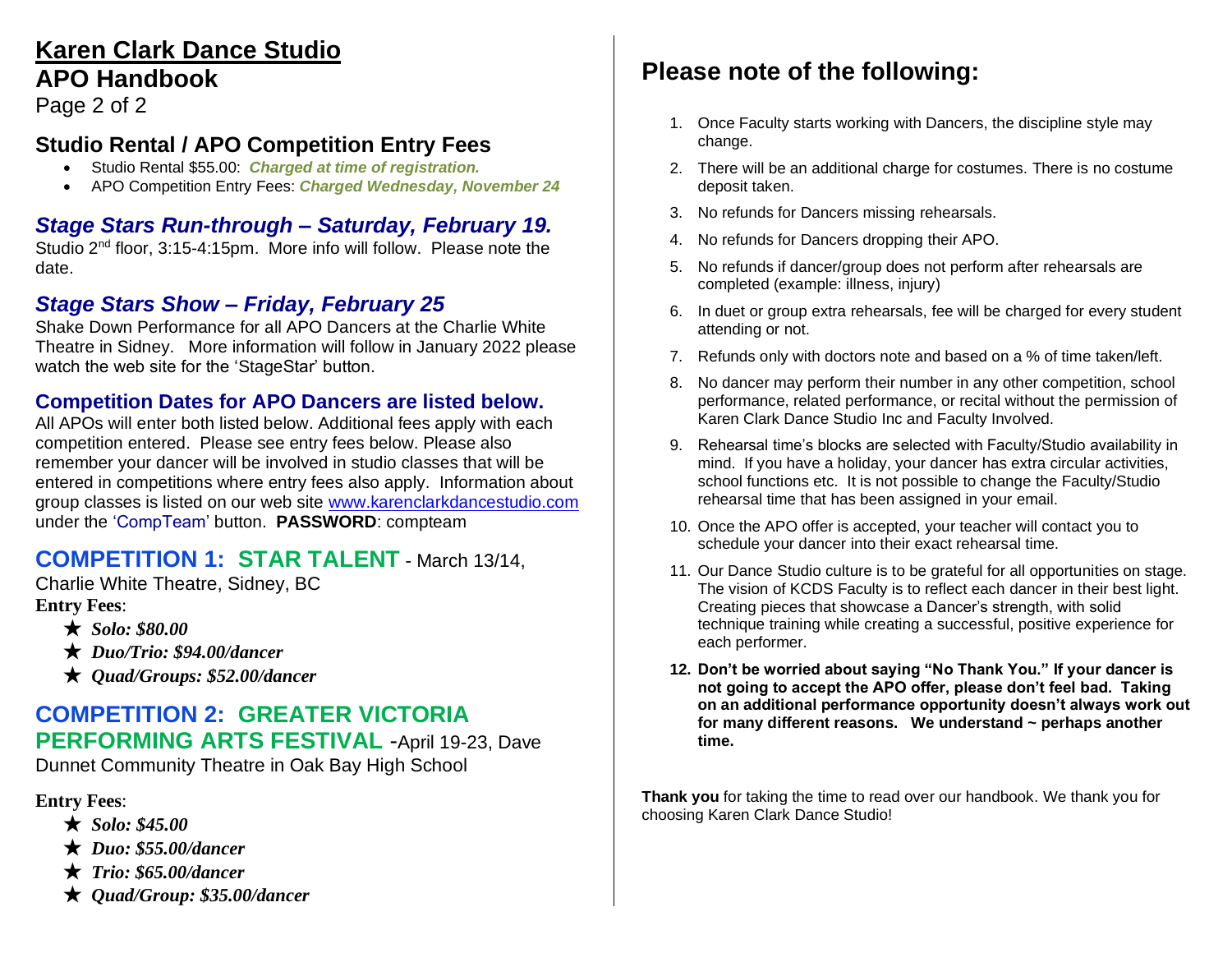# Karen Clark Dance Studio

## APO Handbook

## Studio Rental / APO Competition Entry Fees

- Studio Rental $55.00: ***Charged at time of registration.***
- APO Competition Entry Fees: ***Charged Wednesday, November 24***

## *Stage Stars Run-through – Saturday, February 19.*

Studio 2nd floor, 3:15-4:15pm. More info will follow. Please note the date.

## *Stage Stars Show – Friday, February 25*

Shake Down Performance for all APO Dancers at the Charlie White Theatre in Sidney. More information will follow in January 2022 please watch the web site for the 'StageStar' button.

### Competition Dates for APO Dancers are listed below.

All APOs will enter both listed below. Additional fees apply with each competition entered. Please see entry fees below. Please also remember your dancer will be involved in studio classes that will be entered in competitions where entry fees also apply. Information about group classes is listed on our web site www.karenclarkdancestudio.com under the 'CompTeam' button. **PASSWORD**: compteam

## COMPETITION 1: STAR TALENT - March 13/14, Charlie White Theatre, Sidney, BC

**Entry Fees**:

- ***Solo: $80.00***
- ***Duo/Trio: $94.00/dancer***
- ***Quad/Groups: $52.00/dancer***

## COMPETITION 2: GREATER VICTORIA PERFORMING ARTS FESTIVAL -April 19-23, Dave Dunnet Community Theatre in Oak Bay High School

**Entry Fees**:

- ***Solo: $45.00***
- ***Duo: $55.00/dancer***
- ***Trio: $65.00/dancer***
- ***Quad/Group: $35.00/dancer***

# Please note of the following:

1. Once Faculty starts working with Dancers, the discipline style may change.
2. There will be an additional charge for costumes. There is no costume deposit taken.
3. No refunds for Dancers missing rehearsals.
4. No refunds for Dancers dropping their APO.
5. No refunds if dancer/group does not perform after rehearsals are completed (example: illness, injury)
6. In duet or group extra rehearsals, fee will be charged for every student attending or not.
7. Refunds only with doctors note and based on a % of time taken/left.
8. No dancer may perform their number in any other competition, school performance, related performance, or recital without the permission of Karen Clark Dance Studio Inc and Faculty Involved.
9. Rehearsal time's blocks are selected with Faculty/Studio availability in mind. If you have a holiday, your dancer has extra circular activities, school functions etc. It is not possible to change the Faculty/Studio rehearsal time that has been assigned in your email.
10. Once the APO offer is accepted, your teacher will contact you to schedule your dancer into their exact rehearsal time.
11. Our Dance Studio culture is to be grateful for all opportunities on stage. The vision of KCDS Faculty is to reflect each dancer in their best light. Creating pieces that showcase a Dancer's strength, with solid technique training while creating a successful, positive experience for each performer.
12. **Don't be worried about saying "No Thank You." If your dancer is not going to accept the APO offer, please don't feel bad. Taking on an additional performance opportunity doesn't always work out for many different reasons. We understand ~ perhaps another time.**

**Thank you** for taking the time to read over our handbook. We thank you for choosing Karen Clark Dance Studio!